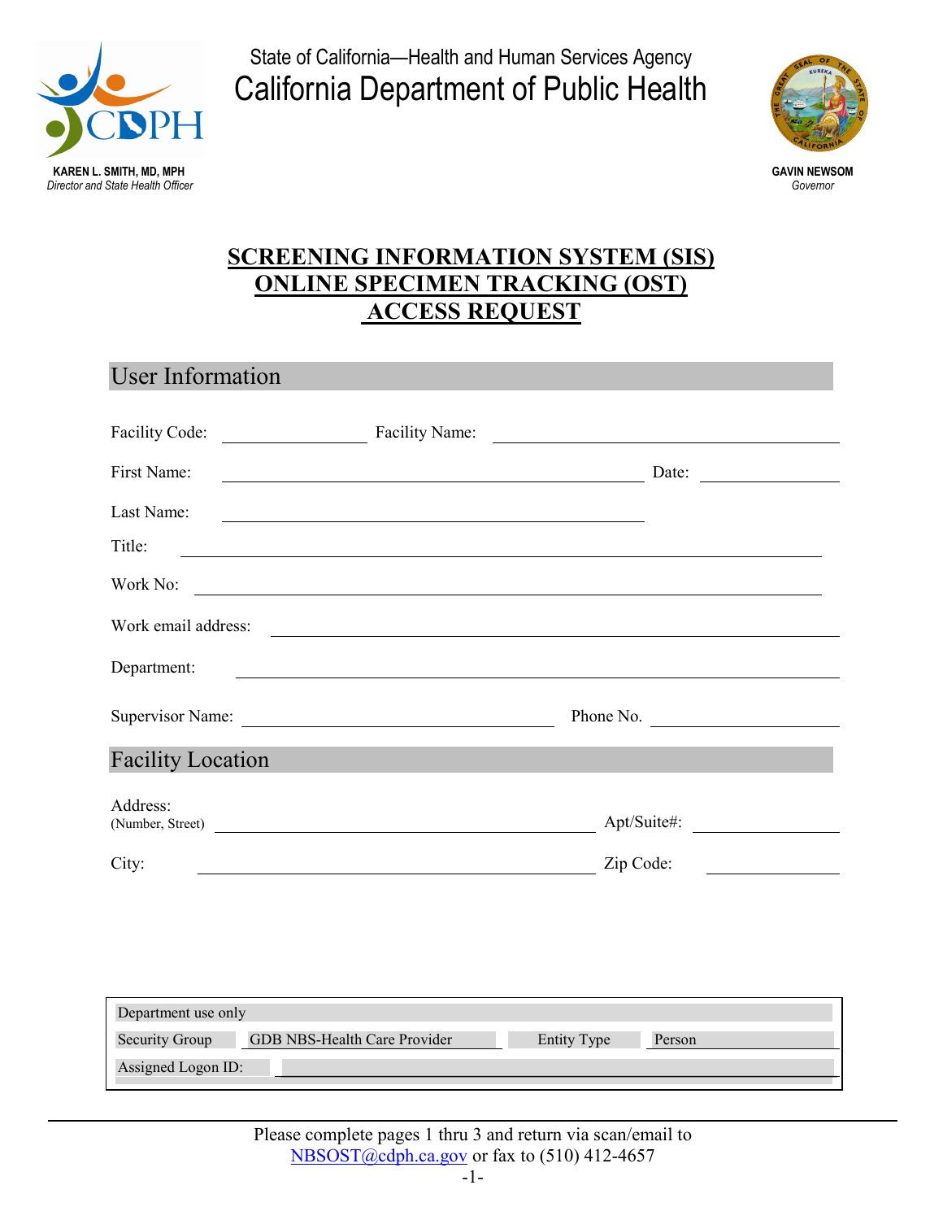State of California—Health and Human Services Agency

# California Department of Public Health

**KAREN L. SMITH, MD, MPH**
*Director and State Health Officer*

**GAVIN NEWSOM**
*Governor*

# SCREENING INFORMATION SYSTEM (SIS) ONLINE SPECIMEN TRACKING (OST) ACCESS REQUEST

## User Information

Facility Code: ______________ Facility Name: ______________________________

First Name: ______________________________ Date: ______________

Last Name: ______________________________

Title: ______________________________

Work No: ______________________________

Work email address: ______________________________

Department: ______________________________

Supervisor Name: ______________________________ Phone No. ______________

## Facility Location

Address:
(Number, Street) ______________________________ Apt/Suite#: ______________

City: ______________________________ Zip Code: ______________

| Department use only | | | |
|---|---|---|---|
| Security Group | GDB NBS-Health Care Provider | Entity Type | Person |
| Assigned Logon ID: | | | |

Please complete pages 1 thru 3 and return via scan/email to NBSOST@cdph.ca.gov or fax to (510) 412-4657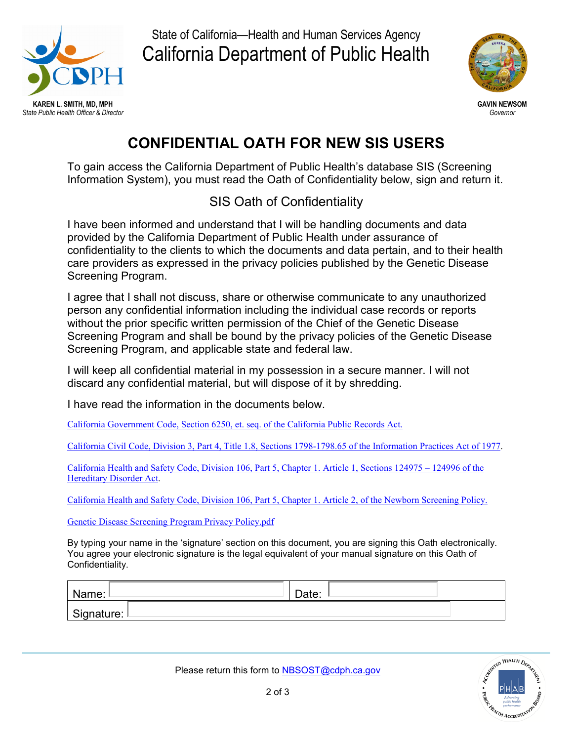State of California—Health and Human Services Agency

California Department of Public Health

**KAREN L. SMITH, MD, MPH**
*State Public Health Officer & Director*

**GAVIN NEWSOM**
*Governor*

# CONFIDENTIAL OATH FOR NEW SIS USERS

To gain access the California Department of Public Health's database SIS (Screening Information System), you must read the Oath of Confidentiality below, sign and return it.

## SIS Oath of Confidentiality

I have been informed and understand that I will be handling documents and data provided by the California Department of Public Health under assurance of confidentiality to the clients to which the documents and data pertain, and to their health care providers as expressed in the privacy policies published by the Genetic Disease Screening Program.

I agree that I shall not discuss, share or otherwise communicate to any unauthorized person any confidential information including the individual case records or reports without the prior specific written permission of the Chief of the Genetic Disease Screening Program and shall be bound by the privacy policies of the Genetic Disease Screening Program, and applicable state and federal law.

I will keep all confidential material in my possession in a secure manner. I will not discard any confidential material, but will dispose of it by shredding.

I have read the information in the documents below.

California Government Code, Section 6250, et. seq. of the California Public Records Act.

California Civil Code, Division 3, Part 4, Title 1.8, Sections 1798-1798.65 of the Information Practices Act of 1977.

California Health and Safety Code, Division 106, Part 5, Chapter 1. Article 1, Sections 124975 – 124996 of the Hereditary Disorder Act.

California Health and Safety Code, Division 106, Part 5, Chapter 1. Article 2, of the Newborn Screening Policy.

Genetic Disease Screening Program Privacy Policy.pdf

By typing your name in the 'signature' section on this document, you are signing this Oath electronically. You agree your electronic signature is the legal equivalent of your manual signature on this Oath of Confidentiality.

| Name: | Date: |
| --- | --- |
| Signature: | |

Please return this form to NBSOST@cdph.ca.gov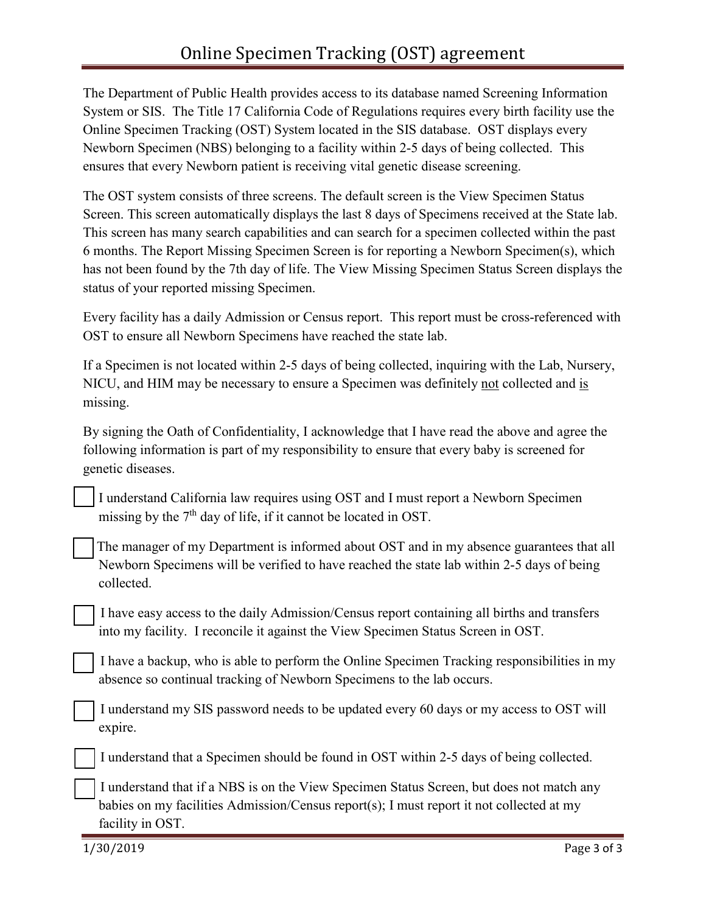# Online Specimen Tracking (OST) agreement

The Department of Public Health provides access to its database named Screening Information System or SIS. The Title 17 California Code of Regulations requires every birth facility use the Online Specimen Tracking (OST) System located in the SIS database. OST displays every Newborn Specimen (NBS) belonging to a facility within 2-5 days of being collected. This ensures that every Newborn patient is receiving vital genetic disease screening.

The OST system consists of three screens. The default screen is the View Specimen Status Screen. This screen automatically displays the last 8 days of Specimens received at the State lab. This screen has many search capabilities and can search for a specimen collected within the past 6 months. The Report Missing Specimen Screen is for reporting a Newborn Specimen(s), which has not been found by the 7th day of life. The View Missing Specimen Status Screen displays the status of your reported missing Specimen.

Every facility has a daily Admission or Census report. This report must be cross-referenced with OST to ensure all Newborn Specimens have reached the state lab.

If a Specimen is not located within 2-5 days of being collected, inquiring with the Lab, Nursery, NICU, and HIM may be necessary to ensure a Specimen was definitely not collected and is missing.

By signing the Oath of Confidentiality, I acknowledge that I have read the above and agree the following information is part of my responsibility to ensure that every baby is screened for genetic diseases.

- ☐ I understand California law requires using OST and I must report a Newborn Specimen missing by the 7th day of life, if it cannot be located in OST.
- ☐ The manager of my Department is informed about OST and in my absence guarantees that all Newborn Specimens will be verified to have reached the state lab within 2-5 days of being collected.
- ☐ I have easy access to the daily Admission/Census report containing all births and transfers into my facility. I reconcile it against the View Specimen Status Screen in OST.
- ☐ I have a backup, who is able to perform the Online Specimen Tracking responsibilities in my absence so continual tracking of Newborn Specimens to the lab occurs.
- ☐ I understand my SIS password needs to be updated every 60 days or my access to OST will expire.
- ☐ I understand that a Specimen should be found in OST within 2-5 days of being collected.
- ☐ I understand that if a NBS is on the View Specimen Status Screen, but does not match any babies on my facilities Admission/Census report(s); I must report it not collected at my facility in OST.

1/30/2019